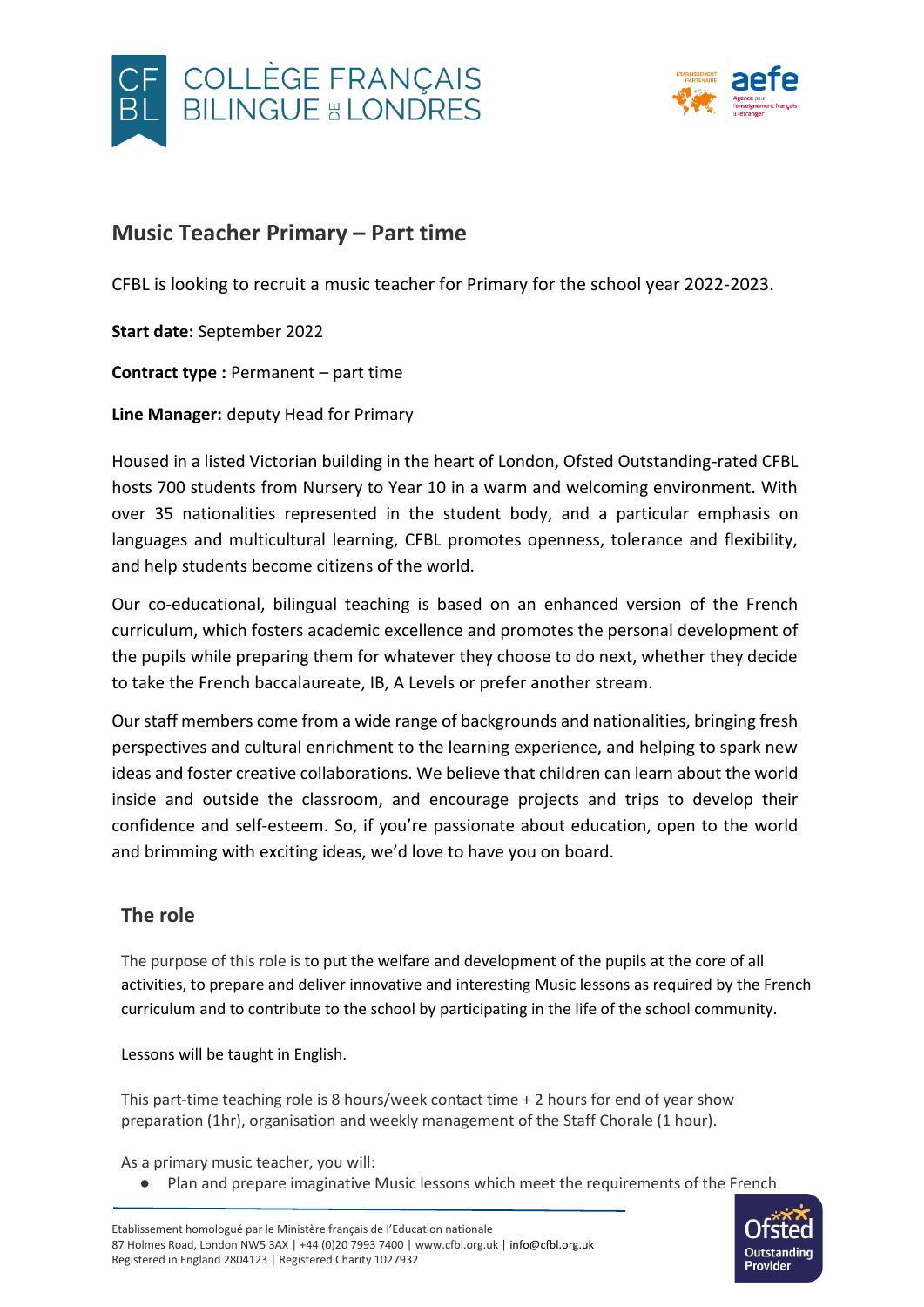## Music Teacher Primary – Part time

CFBL is looking to recruit a music teacher for Primary for the school year 2022-2023.

**Start date:** September 2022

**Contract type :** Permanent – part time

**Line Manager:** deputy Head for Primary

Housed in a listed Victorian building in the heart of London, Ofsted Outstanding-rated CFBL hosts 700 students from Nursery to Year 10 in a warm and welcoming environment. With over 35 nationalities represented in the student body, and a particular emphasis on languages and multicultural learning, CFBL promotes openness, tolerance and flexibility, and help students become citizens of the world.

Our co-educational, bilingual teaching is based on an enhanced version of the French curriculum, which fosters academic excellence and promotes the personal development of the pupils while preparing them for whatever they choose to do next, whether they decide to take the French baccalaureate, IB, A Levels or prefer another stream.

Our staff members come from a wide range of backgrounds and nationalities, bringing fresh perspectives and cultural enrichment to the learning experience, and helping to spark new ideas and foster creative collaborations. We believe that children can learn about the world inside and outside the classroom, and encourage projects and trips to develop their confidence and self-esteem. So, if you're passionate about education, open to the world and brimming with exciting ideas, we'd love to have you on board.

### The role

The purpose of this role is to put the welfare and development of the pupils at the core of all activities, to prepare and deliver innovative and interesting Music lessons as required by the French curriculum and to contribute to the school by participating in the life of the school community.

Lessons will be taught in English.

This part-time teaching role is 8 hours/week contact time + 2 hours for end of year show preparation (1hr), organisation and weekly management of the Staff Chorale (1 hour).

As a primary music teacher, you will:

- Plan and prepare imaginative Music lessons which meet the requirements of the French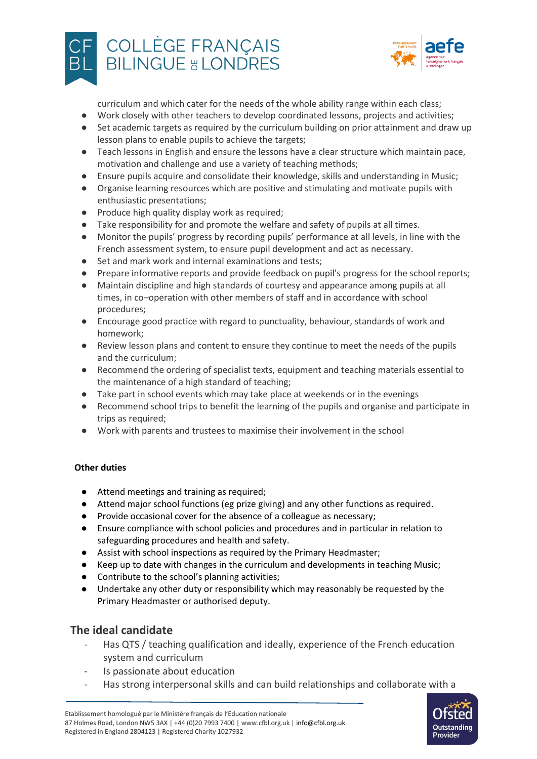curriculum and which cater for the needs of the whole ability range within each class;

- Work closely with other teachers to develop coordinated lessons, projects and activities;
- Set academic targets as required by the curriculum building on prior attainment and draw up lesson plans to enable pupils to achieve the targets;
- Teach lessons in English and ensure the lessons have a clear structure which maintain pace, motivation and challenge and use a variety of teaching methods;
- Ensure pupils acquire and consolidate their knowledge, skills and understanding in Music;
- Organise learning resources which are positive and stimulating and motivate pupils with enthusiastic presentations;
- Produce high quality display work as required;
- Take responsibility for and promote the welfare and safety of pupils at all times.
- Monitor the pupils' progress by recording pupils' performance at all levels, in line with the French assessment system, to ensure pupil development and act as necessary.
- Set and mark work and internal examinations and tests;
- Prepare informative reports and provide feedback on pupil's progress for the school reports;
- Maintain discipline and high standards of courtesy and appearance among pupils at all times, in co–operation with other members of staff and in accordance with school procedures;
- Encourage good practice with regard to punctuality, behaviour, standards of work and homework;
- Review lesson plans and content to ensure they continue to meet the needs of the pupils and the curriculum;
- Recommend the ordering of specialist texts, equipment and teaching materials essential to the maintenance of a high standard of teaching;
- Take part in school events which may take place at weekends or in the evenings
- Recommend school trips to benefit the learning of the pupils and organise and participate in trips as required;
- Work with parents and trustees to maximise their involvement in the school

**Other duties**

- Attend meetings and training as required;
- Attend major school functions (eg prize giving) and any other functions as required.
- Provide occasional cover for the absence of a colleague as necessary;
- Ensure compliance with school policies and procedures and in particular in relation to safeguarding procedures and health and safety.
- Assist with school inspections as required by the Primary Headmaster;
- Keep up to date with changes in the curriculum and developments in teaching Music;
- Contribute to the school's planning activities;
- Undertake any other duty or responsibility which may reasonably be requested by the Primary Headmaster or authorised deputy.

## The ideal candidate

- Has QTS / teaching qualification and ideally, experience of the French education system and curriculum
- Is passionate about education
- Has strong interpersonal skills and can build relationships and collaborate with a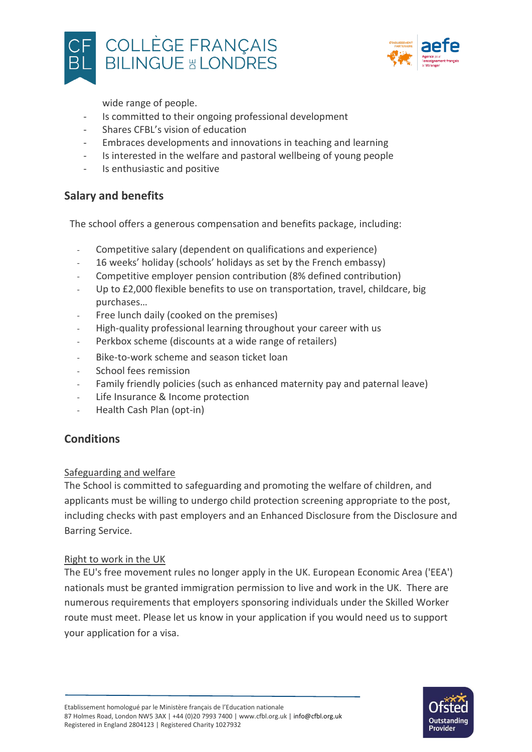wide range of people.

- Is committed to their ongoing professional development
- Shares CFBL's vision of education
- Embraces developments and innovations in teaching and learning
- Is interested in the welfare and pastoral wellbeing of young people
- Is enthusiastic and positive

## Salary and benefits

The school offers a generous compensation and benefits package, including:

- Competitive salary (dependent on qualifications and experience)
- 16 weeks' holiday (schools' holidays as set by the French embassy)
- Competitive employer pension contribution (8% defined contribution)
- Up to £2,000 flexible benefits to use on transportation, travel, childcare, big purchases…
- Free lunch daily (cooked on the premises)
- High-quality professional learning throughout your career with us
- Perkbox scheme (discounts at a wide range of retailers)
- Bike-to-work scheme and season ticket loan
- School fees remission
- Family friendly policies (such as enhanced maternity pay and paternal leave)
- Life Insurance & Income protection
- Health Cash Plan (opt-in)

## Conditions

<u>Safeguarding and welfare</u>

The School is committed to safeguarding and promoting the welfare of children, and applicants must be willing to undergo child protection screening appropriate to the post, including checks with past employers and an Enhanced Disclosure from the Disclosure and Barring Service.

<u>Right to work in the UK</u>

The EU's free movement rules no longer apply in the UK. European Economic Area ('EEA') nationals must be granted immigration permission to live and work in the UK. There are numerous requirements that employers sponsoring individuals under the Skilled Worker route must meet. Please let us know in your application if you would need us to support your application for a visa.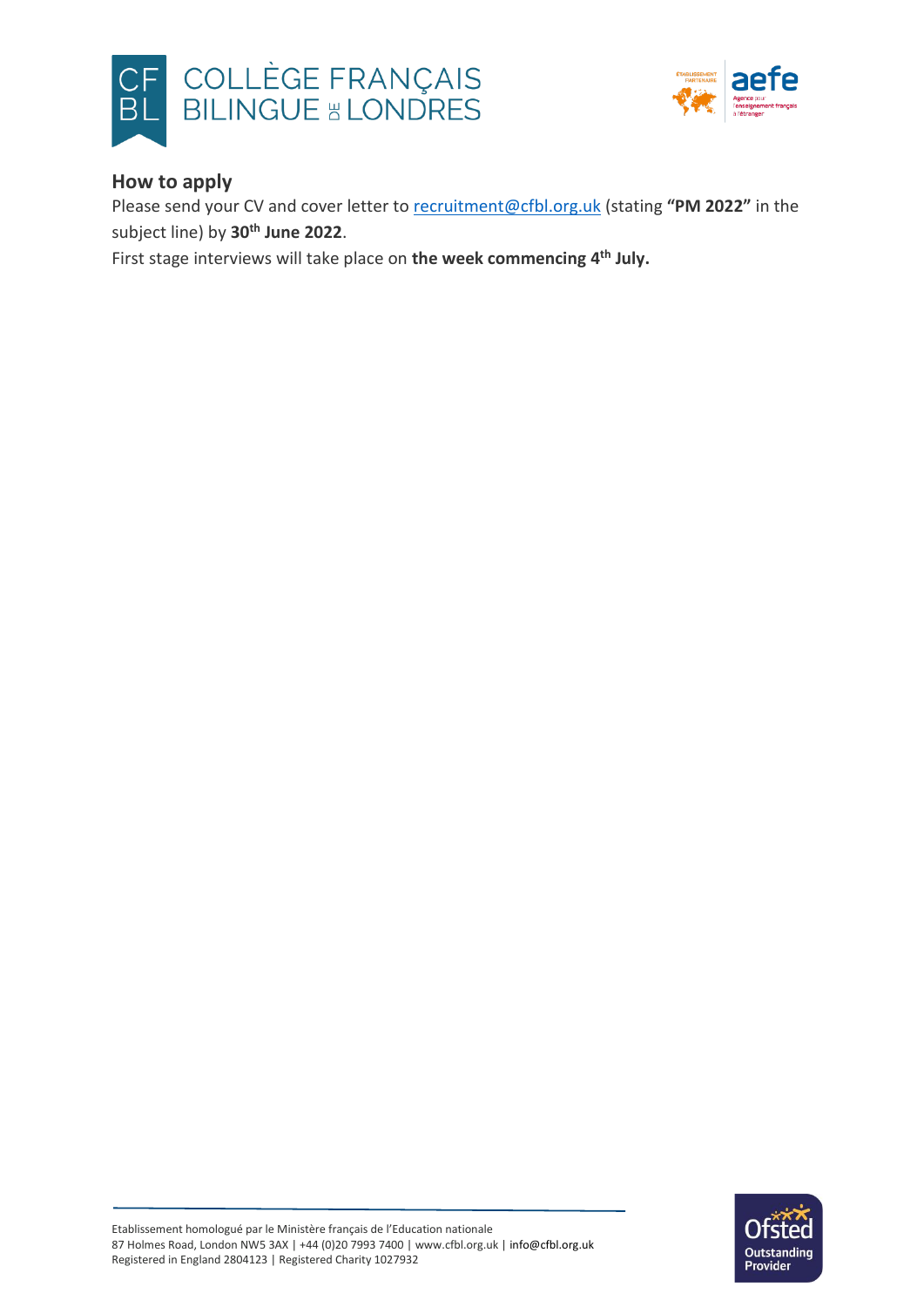## How to apply

Please send your CV and cover letter to recruitment@cfbl.org.uk (stating **"PM 2022"** in the subject line) by **30th June 2022**.

First stage interviews will take place on **the week commencing 4th July.**